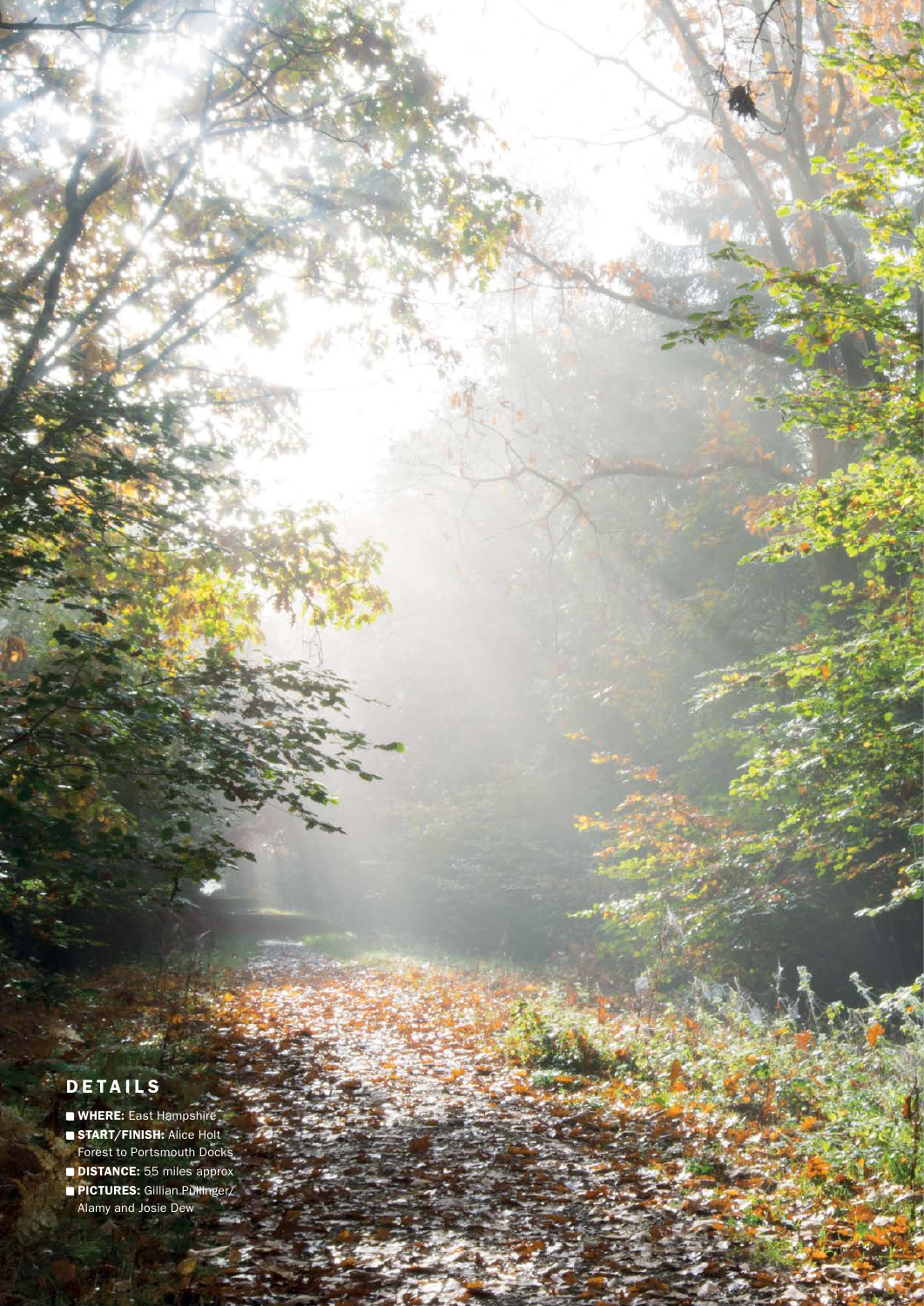## DETAILS

- **WHERE:** East Hampshire
- **START/FINISH:** Alice Holt Forest to Portsmouth Docks
- **DISTANCE:** 55 miles approx
- **PICTURES:** Gillian Pullinger/ Alamy and Josie Dew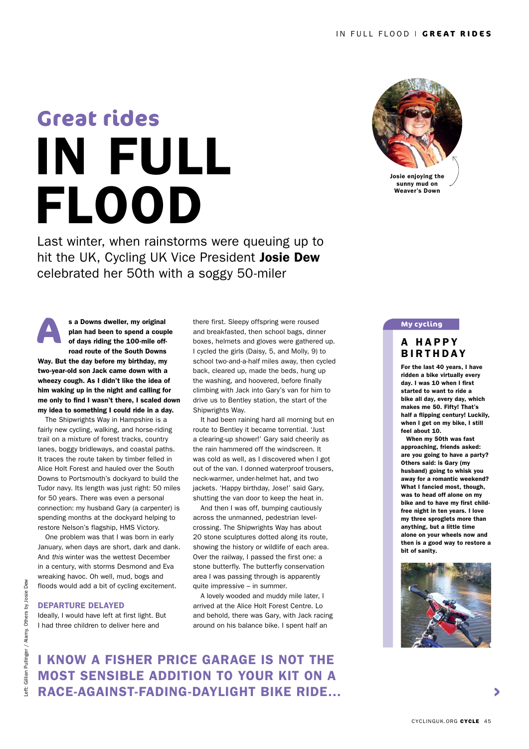# Great rides

# IN FULL FLOOD

Last winter, when rainstorms were queuing up to hit the UK, Cycling UK Vice President **Josie Dew** celebrated her 50th with a soggy 50-miler

Josie enjoying the sunny mud on Weaver's Down

**As a Downs dweller, my original plan had been to spend a couple of days riding the 100-mile off-road route of the South Downs Way. But the day before my birthday, my two-year-old son Jack came down with a wheezy cough. As I didn't like the idea of him waking up in the night and calling for me only to find I wasn't there, I scaled down my idea to something I could ride in a day.**

The Shipwrights Way in Hampshire is a fairly new cycling, walking, and horse-riding trail on a mixture of forest tracks, country lanes, boggy bridleways, and coastal paths. It traces the route taken by timber felled in Alice Holt Forest and hauled over the South Downs to Portsmouth's dockyard to build the Tudor navy. Its length was just right: 50 miles for 50 years. There was even a personal connection: my husband Gary (a carpenter) is spending months at the dockyard helping to restore Nelson's flagship, HMS Victory.

One problem was that I was born in early January, when days are short, dark and dank. And *this* winter was the wettest December in a century, with storms Desmond and Eva wreaking havoc. Oh well, mud, bogs and floods would add a bit of cycling excitement.

### DEPARTURE DELAYED

Ideally, I would have left at first light. But I had three children to deliver here and there first. Sleepy offspring were roused and breakfasted, then school bags, dinner boxes, helmets and gloves were gathered up. I cycled the girls (Daisy, 5, and Molly, 9) to school two-and-a-half miles away, then cycled back, cleared up, made the beds, hung up the washing, and hoovered, before finally climbing with Jack into Gary's van for him to drive us to Bentley station, the start of the Shipwrights Way.

It had been raining hard all morning but en route to Bentley it became torrential. 'Just a clearing-up shower!' Gary said cheerily as the rain hammered off the windscreen. It was cold as well, as I discovered when I got out of the van. I donned waterproof trousers, neck-warmer, under-helmet hat, and two jackets. 'Happy birthday, Josie!' said Gary, shutting the van door to keep the heat in.

And then I was off, bumping cautiously across the unmanned, pedestrian level-crossing. The Shipwrights Way has about 20 stone sculptures dotted along its route, showing the history or wildlife of each area. Over the railway, I passed the first one: a stone butterfly. The butterfly conservation area I was passing through is apparently quite impressive – in summer.

A lovely wooded and muddy mile later, I arrived at the Alice Holt Forest Centre. Lo and behold, there was Gary, with Jack racing around on his balance bike. I spent half an

**I KNOW A FISHER PRICE GARAGE IS NOT THE MOST SENSIBLE ADDITION TO YOUR KIT ON A RACE-AGAINST-FADING-DAYLIGHT BIKE RIDE…**

---

**My cycling**

## A HAPPY BIRTHDAY

**For the last 40 years, I have ridden a bike virtually every day. I was 10 when I first started to want to ride a bike all day, every day, which makes me 50. Fifty! That's half a flipping century! Luckily, when I get on my bike, I still feel about 10.**

**When my 50th was fast approaching, friends asked: are you going to have a party? Others said: is Gary (my husband) going to whisk you away for a romantic weekend? What I fancied most, though, was to head off alone on my bike and to have my first child-free night in ten years. I love my three sproglets more than anything, but a little time alone on your wheels now and then is a good way to restore a bit of sanity.**

---

Left: Gillian Pullinger / Alamy. Others by Josie Dew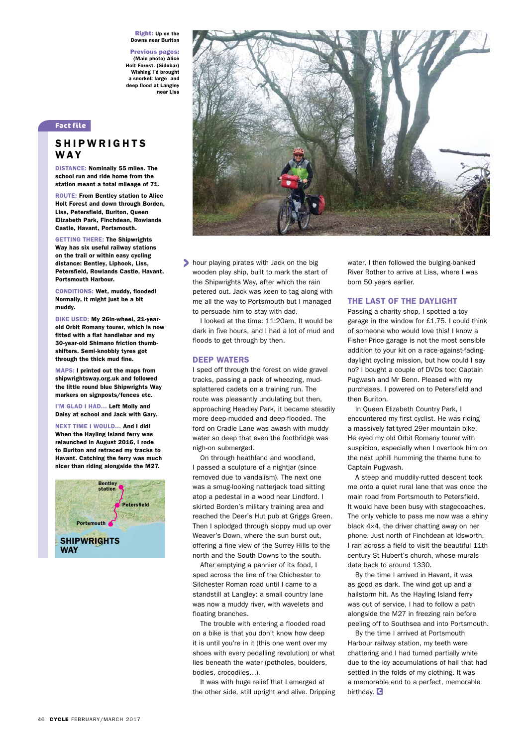**Right:** Up on the Downs near Buriton

**Previous pages:** (Main photo) Alice Holt Forest. (Sidebar) Wishing I'd brought a snorkel: large and deep flood at Langley near Liss

## Fact file

### SHIPWRIGHTS WAY

**DISTANCE:** Nominally 55 miles. The school run and ride home from the station meant a total mileage of 71.

**ROUTE:** From Bentley station to Alice Holt Forest and down through Borden, Liss, Petersfield, Buriton, Queen Elizabeth Park, Finchdean, Rowlands Castle, Havant, Portsmouth.

**GETTING THERE:** The Shipwrights Way has six useful railway stations on the trail or within easy cycling distance: Bentley, Liphook, Liss, Petersfield, Rowlands Castle, Havant, Portsmouth Harbour.

**CONDITIONS:** Wet, muddy, flooded! Normally, it might just be a bit muddy.

**BIKE USED:** My 26in-wheel, 21-year-old Orbit Romany tourer, which is now fitted with a flat handlebar and my 30-year-old Shimano friction thumb-shifters. Semi-knobbly tyres got through the thick mud fine.

**MAPS:** I printed out the maps from shipwrightsway.org.uk and followed the little round blue Shipwrights Way markers on signposts/fences etc.

**I'M GLAD I HAD...** Left Molly and Daisy at school and Jack with Gary.

**NEXT TIME I WOULD...** And I did! When the Hayling Island ferry was relaunched in August 2016, I rode to Buriton and retraced my tracks to Havant. Catching the ferry was much nicer than riding alongside the M27.

Bentley station
Petersfield
Portsmouth
SHIPWRIGHTS WAY

hour playing pirates with Jack on the big wooden play ship, built to mark the start of the Shipwrights Way, after which the rain petered out. Jack was keen to tag along with me all the way to Portsmouth but I managed to persuade him to stay with dad.

I looked at the time: 11:20am. It would be dark in five hours, and I had a lot of mud and floods to get through by then.

### DEEP WATERS

I sped off through the forest on wide gravel tracks, passing a pack of wheezing, mud-splattered cadets on a training run. The route was pleasantly undulating but then, approaching Headley Park, it became steadily more deep-mudded and deep-flooded. The ford on Cradle Lane was awash with muddy water so deep that even the footbridge was nigh-on submerged.

On through heathland and woodland, I passed a sculpture of a nightjar (since removed due to vandalism). The next one was a smug-looking natterjack toad sitting atop a pedestal in a wood near Lindford. I skirted Borden's military training area and reached the Deer's Hut pub at Griggs Green. Then I splodged through sloppy mud up over Weaver's Down, where the sun burst out, offering a fine view of the Surrey Hills to the north and the South Downs to the south.

After emptying a pannier of its food, I sped across the line of the Chichester to Silchester Roman road until I came to a standstill at Langley: a small country lane was now a muddy river, with wavelets and floating branches.

The trouble with entering a flooded road on a bike is that you don't know how deep it is until you're in it (this one went over my shoes with every pedalling revolution) or what lies beneath the water (potholes, boulders, bodies, crocodiles…).

It was with huge relief that I emerged at the other side, still upright and alive. Dripping water, I then followed the bulging-banked River Rother to arrive at Liss, where I was born 50 years earlier.

### THE LAST OF THE DAYLIGHT

Passing a charity shop, I spotted a toy garage in the window for £1.75. I could think of someone who would love this! I know a Fisher Price garage is not the most sensible addition to your kit on a race-against-fading-daylight cycling mission, but how could I say no? I bought a couple of DVDs too: Captain Pugwash and Mr Benn. Pleased with my purchases, I powered on to Petersfield and then Buriton.

In Queen Elizabeth Country Park, I encountered my first cyclist. He was riding a massively fat-tyred 29er mountain bike. He eyed my old Orbit Romany tourer with suspicion, especially when I overtook him on the next uphill humming the theme tune to Captain Pugwash.

A steep and muddily-rutted descent took me onto a quiet rural lane that was once the main road from Portsmouth to Petersfield. It would have been busy with stagecoaches. The only vehicle to pass me now was a shiny black 4×4, the driver chatting away on her phone. Just north of Finchdean at Idsworth, I ran across a field to visit the beautiful 11th century St Hubert's church, whose murals date back to around 1330.

By the time I arrived in Havant, it was as good as dark. The wind got up and a hailstorm hit. As the Hayling Island ferry was out of service, I had to follow a path alongside the M27 in freezing rain before peeling off to Southsea and into Portsmouth.

By the time I arrived at Portsmouth Harbour railway station, my teeth were chattering and I had turned partially white due to the icy accumulations of hail that had settled in the folds of my clothing. It was a memorable end to a perfect, memorable birthday.